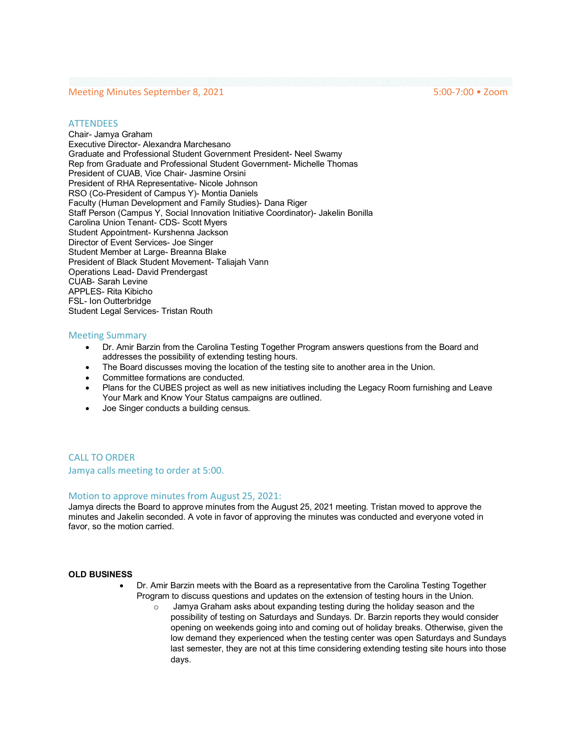Meeting Minutes September 8, 2021 — 5:00-7:00 • Zoom

## ATTENDEES

Chair- Jamya Graham
Executive Director- Alexandra Marchesano
Graduate and Professional Student Government President- Neel Swamy
Rep from Graduate and Professional Student Government- Michelle Thomas
President of CUAB, Vice Chair- Jasmine Orsini
President of RHA Representative- Nicole Johnson
RSO (Co-President of Campus Y)- Montia Daniels
Faculty (Human Development and Family Studies)- Dana Riger
Staff Person (Campus Y, Social Innovation Initiative Coordinator)- Jakelin Bonilla
Carolina Union Tenant- CDS- Scott Myers
Student Appointment- Kurshenna Jackson
Director of Event Services- Joe Singer
Student Member at Large- Breanna Blake
President of Black Student Movement- Taliajah Vann
Operations Lead- David Prendergast
CUAB- Sarah Levine
APPLES- Rita Kibicho
FSL- Ion Outterbridge
Student Legal Services- Tristan Routh

## Meeting Summary

- Dr. Amir Barzin from the Carolina Testing Together Program answers questions from the Board and addresses the possibility of extending testing hours.
- The Board discusses moving the location of the testing site to another area in the Union.
- Committee formations are conducted.
- Plans for the CUBES project as well as new initiatives including the Legacy Room furnishing and Leave Your Mark and Know Your Status campaigns are outlined.
- Joe Singer conducts a building census.

## CALL TO ORDER

Jamya calls meeting to order at 5:00.

## Motion to approve minutes from August 25, 2021:

Jamya directs the Board to approve minutes from the August 25, 2021 meeting. Tristan moved to approve the minutes and Jakelin seconded. A vote in favor of approving the minutes was conducted and everyone voted in favor, so the motion carried.

**OLD BUSINESS**

- Dr. Amir Barzin meets with the Board as a representative from the Carolina Testing Together Program to discuss questions and updates on the extension of testing hours in the Union.
  - Jamya Graham asks about expanding testing during the holiday season and the possibility of testing on Saturdays and Sundays. Dr. Barzin reports they would consider opening on weekends going into and coming out of holiday breaks. Otherwise, given the low demand they experienced when the testing center was open Saturdays and Sundays last semester, they are not at this time considering extending testing site hours into those days.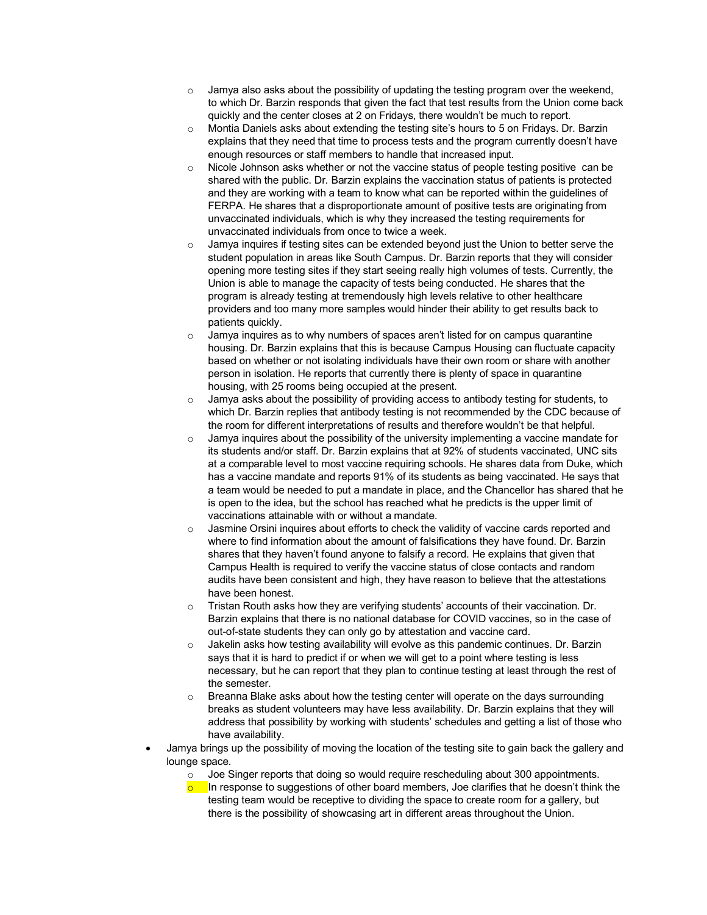- Jamya also asks about the possibility of updating the testing program over the weekend, to which Dr. Barzin responds that given the fact that test results from the Union come back quickly and the center closes at 2 on Fridays, there wouldn't be much to report.
  - Montia Daniels asks about extending the testing site's hours to 5 on Fridays. Dr. Barzin explains that they need that time to process tests and the program currently doesn't have enough resources or staff members to handle that increased input.
  - Nicole Johnson asks whether or not the vaccine status of people testing positive can be shared with the public. Dr. Barzin explains the vaccination status of patients is protected and they are working with a team to know what can be reported within the guidelines of FERPA. He shares that a disproportionate amount of positive tests are originating from unvaccinated individuals, which is why they increased the testing requirements for unvaccinated individuals from once to twice a week.
  - Jamya inquires if testing sites can be extended beyond just the Union to better serve the student population in areas like South Campus. Dr. Barzin reports that they will consider opening more testing sites if they start seeing really high volumes of tests. Currently, the Union is able to manage the capacity of tests being conducted. He shares that the program is already testing at tremendously high levels relative to other healthcare providers and too many more samples would hinder their ability to get results back to patients quickly.
  - Jamya inquires as to why numbers of spaces aren't listed for on campus quarantine housing. Dr. Barzin explains that this is because Campus Housing can fluctuate capacity based on whether or not isolating individuals have their own room or share with another person in isolation. He reports that currently there is plenty of space in quarantine housing, with 25 rooms being occupied at the present.
  - Jamya asks about the possibility of providing access to antibody testing for students, to which Dr. Barzin replies that antibody testing is not recommended by the CDC because of the room for different interpretations of results and therefore wouldn't be that helpful.
  - Jamya inquires about the possibility of the university implementing a vaccine mandate for its students and/or staff. Dr. Barzin explains that at 92% of students vaccinated, UNC sits at a comparable level to most vaccine requiring schools. He shares data from Duke, which has a vaccine mandate and reports 91% of its students as being vaccinated. He says that a team would be needed to put a mandate in place, and the Chancellor has shared that he is open to the idea, but the school has reached what he predicts is the upper limit of vaccinations attainable with or without a mandate.
  - Jasmine Orsini inquires about efforts to check the validity of vaccine cards reported and where to find information about the amount of falsifications they have found. Dr. Barzin shares that they haven't found anyone to falsify a record. He explains that given that Campus Health is required to verify the vaccine status of close contacts and random audits have been consistent and high, they have reason to believe that the attestations have been honest.
  - Tristan Routh asks how they are verifying students' accounts of their vaccination. Dr. Barzin explains that there is no national database for COVID vaccines, so in the case of out-of-state students they can only go by attestation and vaccine card.
  - Jakelin asks how testing availability will evolve as this pandemic continues. Dr. Barzin says that it is hard to predict if or when we will get to a point where testing is less necessary, but he can report that they plan to continue testing at least through the rest of the semester.
  - Breanna Blake asks about how the testing center will operate on the days surrounding breaks as student volunteers may have less availability. Dr. Barzin explains that they will address that possibility by working with students' schedules and getting a list of those who have availability.
- Jamya brings up the possibility of moving the location of the testing site to gain back the gallery and lounge space.
  - Joe Singer reports that doing so would require rescheduling about 300 appointments.
  - In response to suggestions of other board members, Joe clarifies that he doesn't think the testing team would be receptive to dividing the space to create room for a gallery, but there is the possibility of showcasing art in different areas throughout the Union.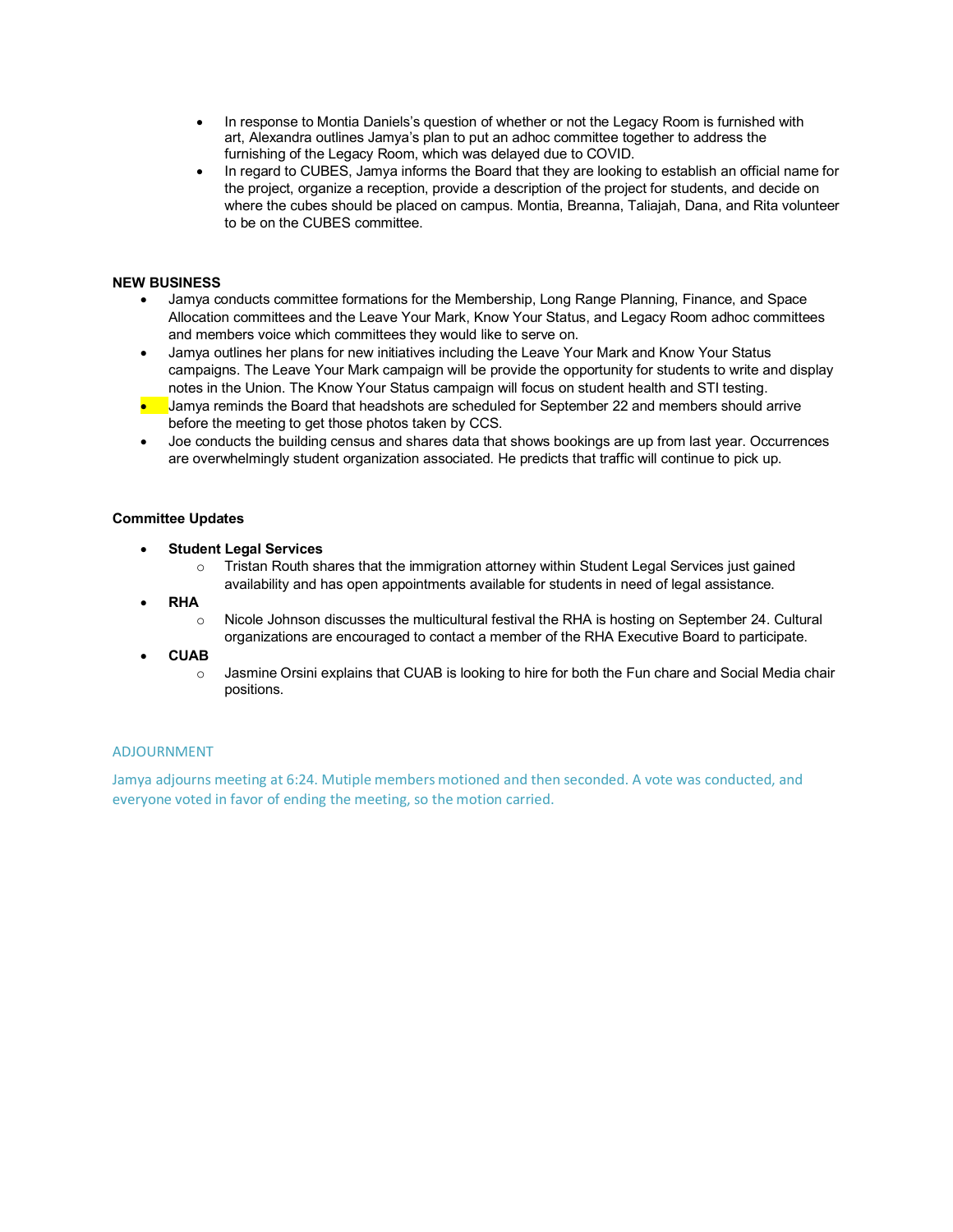- In response to Montia Daniels's question of whether or not the Legacy Room is furnished with art, Alexandra outlines Jamya's plan to put an adhoc committee together to address the furnishing of the Legacy Room, which was delayed due to COVID.
- In regard to CUBES, Jamya informs the Board that they are looking to establish an official name for the project, organize a reception, provide a description of the project for students, and decide on where the cubes should be placed on campus. Montia, Breanna, Taliajah, Dana, and Rita volunteer to be on the CUBES committee.

**NEW BUSINESS**

- Jamya conducts committee formations for the Membership, Long Range Planning, Finance, and Space Allocation committees and the Leave Your Mark, Know Your Status, and Legacy Room adhoc committees and members voice which committees they would like to serve on.
- Jamya outlines her plans for new initiatives including the Leave Your Mark and Know Your Status campaigns. The Leave Your Mark campaign will be provide the opportunity for students to write and display notes in the Union. The Know Your Status campaign will focus on student health and STI testing.
- Jamya reminds the Board that headshots are scheduled for September 22 and members should arrive before the meeting to get those photos taken by CCS.
- Joe conducts the building census and shares data that shows bookings are up from last year. Occurrences are overwhelmingly student organization associated. He predicts that traffic will continue to pick up.

**Committee Updates**

- **Student Legal Services**
  - Tristan Routh shares that the immigration attorney within Student Legal Services just gained availability and has open appointments available for students in need of legal assistance.
- **RHA**
  - Nicole Johnson discusses the multicultural festival the RHA is hosting on September 24. Cultural organizations are encouraged to contact a member of the RHA Executive Board to participate.
- **CUAB**
  - Jasmine Orsini explains that CUAB is looking to hire for both the Fun chare and Social Media chair positions.

## ADJOURNMENT

Jamya adjourns meeting at 6:24. Mutiple members motioned and then seconded. A vote was conducted, and everyone voted in favor of ending the meeting, so the motion carried.